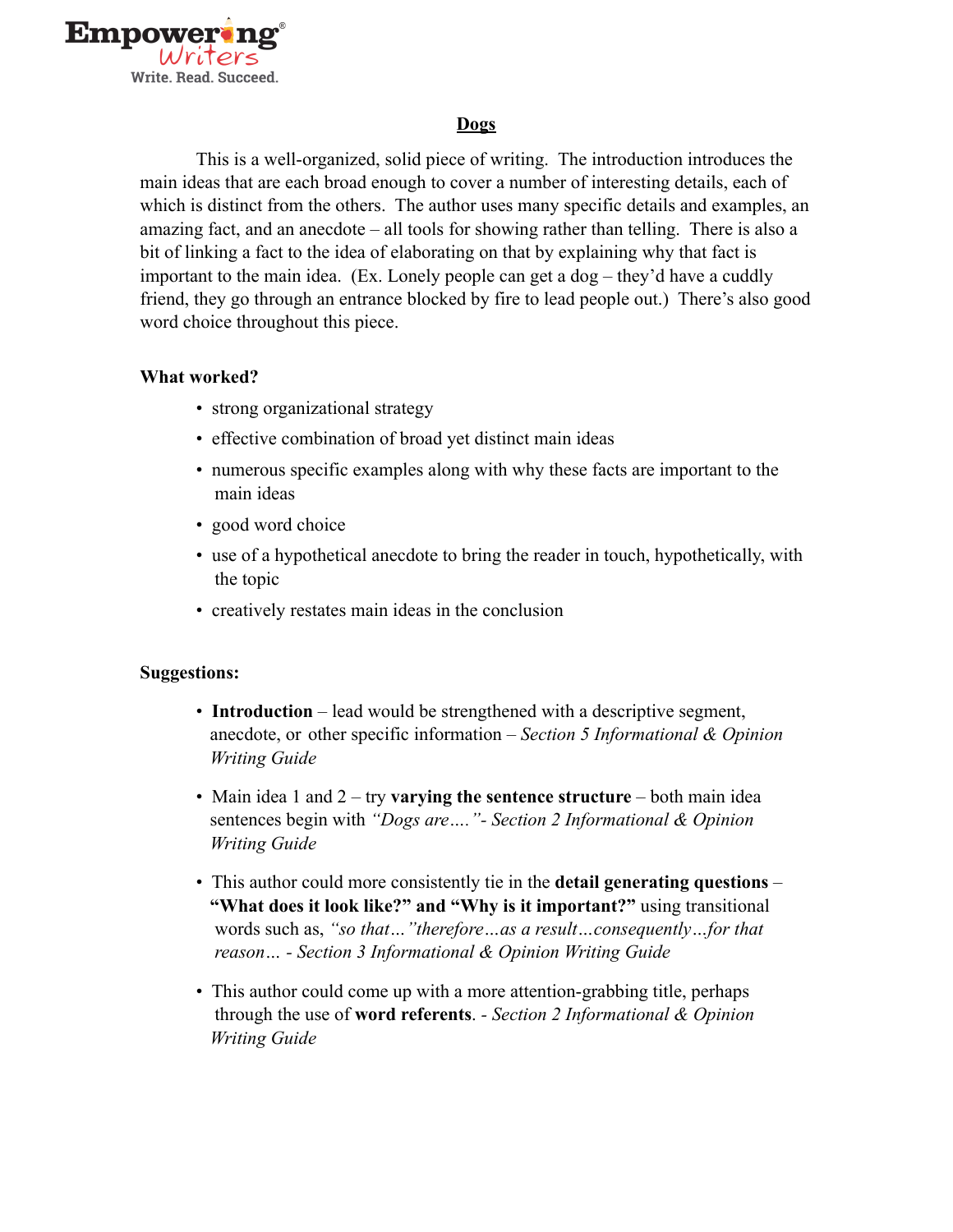# Empowering Writers

Write. Read. Succeed.

## Dogs

This is a well-organized, solid piece of writing. The introduction introduces the main ideas that are each broad enough to cover a number of interesting details, each of which is distinct from the others. The author uses many specific details and examples, an amazing fact, and an anecdote – all tools for showing rather than telling. There is also a bit of linking a fact to the idea of elaborating on that by explaining why that fact is important to the main idea. (Ex. Lonely people can get a dog – they'd have a cuddly friend, they go through an entrance blocked by fire to lead people out.) There's also good word choice throughout this piece.

**What worked?**

- strong organizational strategy
- effective combination of broad yet distinct main ideas
- numerous specific examples along with why these facts are important to the main ideas
- good word choice
- use of a hypothetical anecdote to bring the reader in touch, hypothetically, with the topic
- creatively restates main ideas in the conclusion

**Suggestions:**

- **Introduction** – lead would be strengthened with a descriptive segment, anecdote, or other specific information – *Section 5 Informational & Opinion Writing Guide*
- Main idea 1 and 2 – try **varying the sentence structure** – both main idea sentences begin with *"Dogs are…."- Section 2 Informational & Opinion Writing Guide*
- This author could more consistently tie in the **detail generating questions** – **"What does it look like?" and "Why is it important?"** using transitional words such as, *"so that…"therefore…as a result…consequently…for that reason… - Section 3 Informational & Opinion Writing Guide*
- This author could come up with a more attention-grabbing title, perhaps through the use of **word referents**. *- Section 2 Informational & Opinion Writing Guide*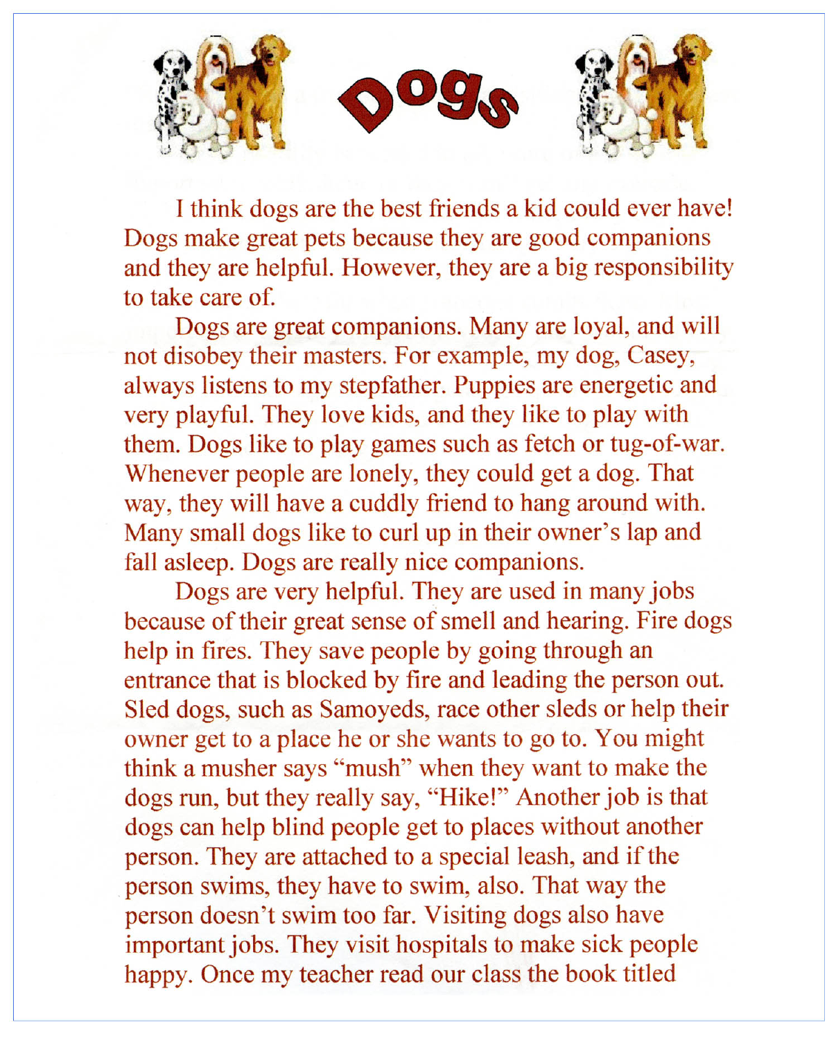# Dogs

I think dogs are the best friends a kid could ever have! Dogs make great pets because they are good companions and they are helpful. However, they are a big responsibility to take care of.

Dogs are great companions. Many are loyal, and will not disobey their masters. For example, my dog, Casey, always listens to my stepfather. Puppies are energetic and very playful. They love kids, and they like to play with them. Dogs like to play games such as fetch or tug-of-war. Whenever people are lonely, they could get a dog. That way, they will have a cuddly friend to hang around with. Many small dogs like to curl up in their owner's lap and fall asleep. Dogs are really nice companions.

Dogs are very helpful. They are used in many jobs because of their great sense of smell and hearing. Fire dogs help in fires. They save people by going through an entrance that is blocked by fire and leading the person out. Sled dogs, such as Samoyeds, race other sleds or help their owner get to a place he or she wants to go to. You might think a musher says "mush" when they want to make the dogs run, but they really say, "Hike!" Another job is that dogs can help blind people get to places without another person. They are attached to a special leash, and if the person swims, they have to swim, also. That way the person doesn't swim too far. Visiting dogs also have important jobs. They visit hospitals to make sick people happy. Once my teacher read our class the book titled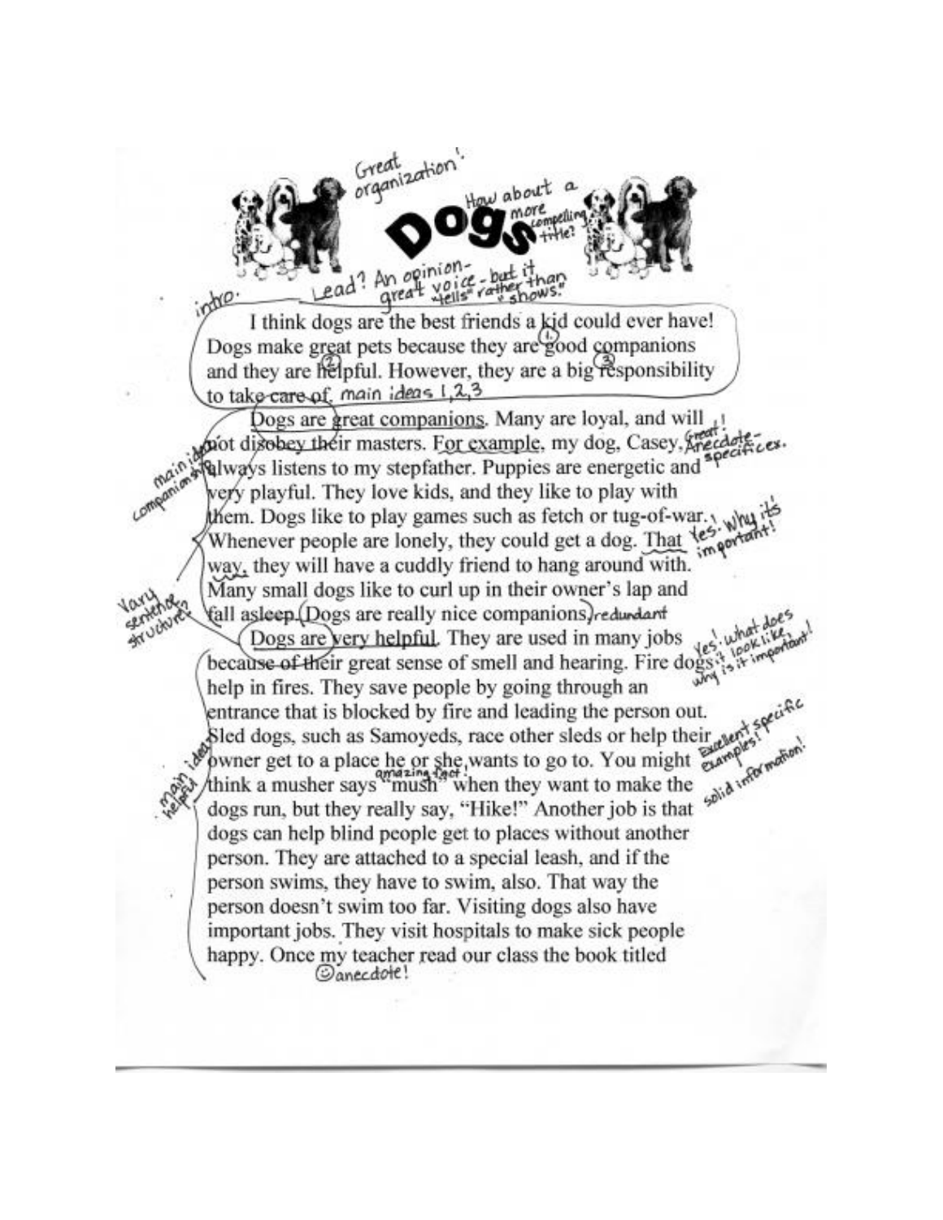# Dogs

I think dogs are the best friends a kid could ever have! Dogs make great pets because they are good companions and they are helpful. However, they are a big responsibility to take care of.

Dogs are great companions. Many are loyal, and will not disobey their masters. For example, my dog, Casey, always listens to my stepfather. Puppies are energetic and very playful. They love kids, and they like to play with them. Dogs like to play games such as fetch or tug-of-war. Whenever people are lonely, they could get a dog. That way, they will have a cuddly friend to hang around with. Many small dogs like to curl up in their owner's lap and fall asleep. Dogs are really nice companions.

Dogs are very helpful. They are used in many jobs because of their great sense of smell and hearing. Fire dogs help in fires. They save people by going through an entrance that is blocked by fire and leading the person out. Sled dogs, such as Samoyeds, race other sleds or help their owner get to a place he or she wants to go to. You might think a musher says "mush" when they want to make the dogs run, but they really say, "Hike!" Another job is that dogs can help blind people get to places without another person. They are attached to a special leash, and if the person swims, they have to swim, also. That way the person doesn't swim too far. Visiting dogs also have important jobs. They visit hospitals to make sick people happy. Once my teacher read our class the book titled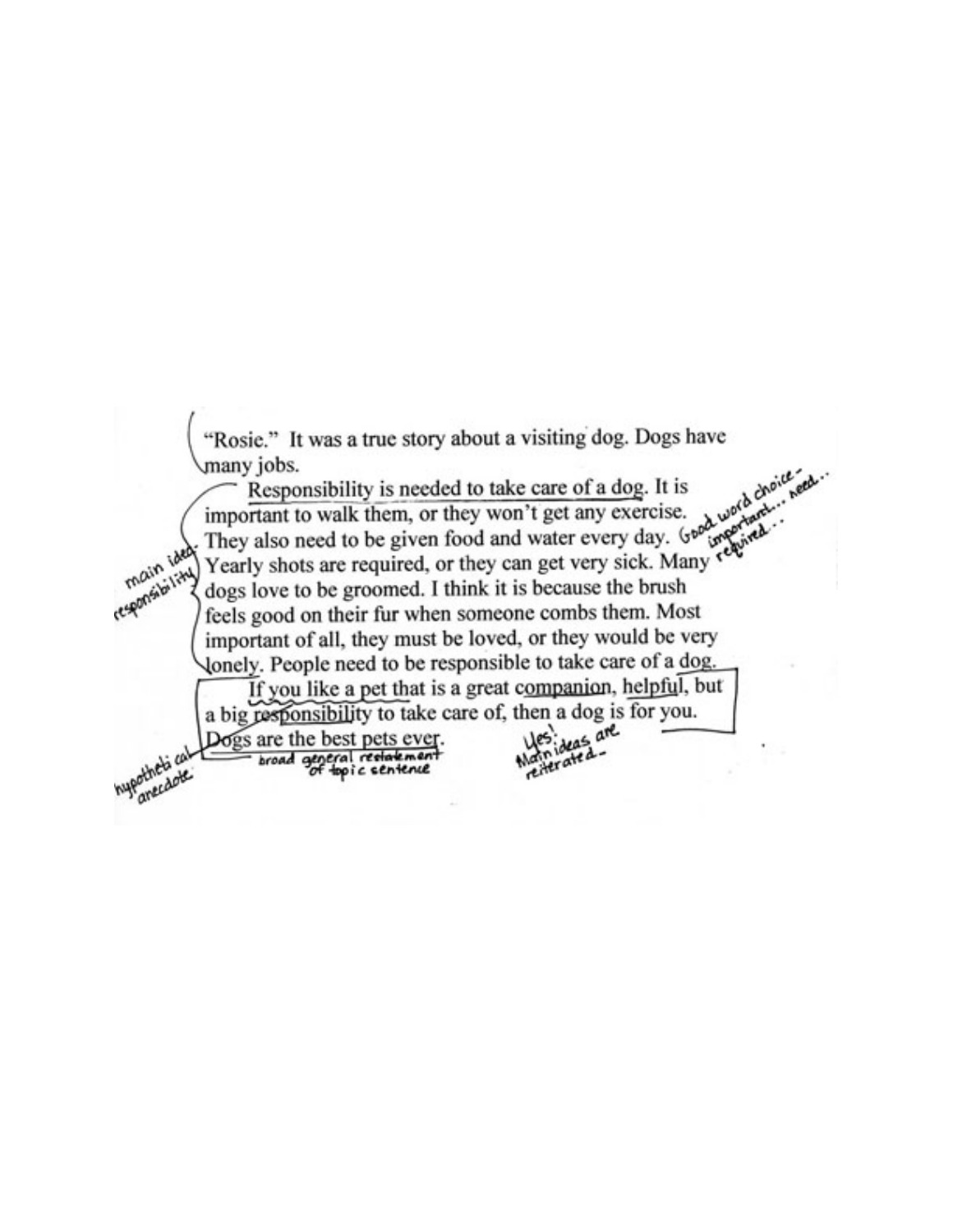"Rosie." It was a true story about a visiting dog. Dogs have many jobs.

Responsibility is needed to take care of a dog. It is important to walk them, or they won't get any exercise. They also need to be given food and water every day. Yearly shots are required, or they can get very sick. Many dogs love to be groomed. I think it is because the brush feels good on their fur when someone combs them. Most important of all, they must be loved, or they would be very lonely. People need to be responsible to take care of a dog.

If you like a pet that is a great companion, helpful, but a big responsibility to take care of, then a dog is for you. Dogs are the best pets ever.

*main idea - responsibility*

*Good word choice - important... need... required...*

*hypothetical anecdote*

*broad general restatement of topic sentence*

*Yes! Main ideas are reiterated.*